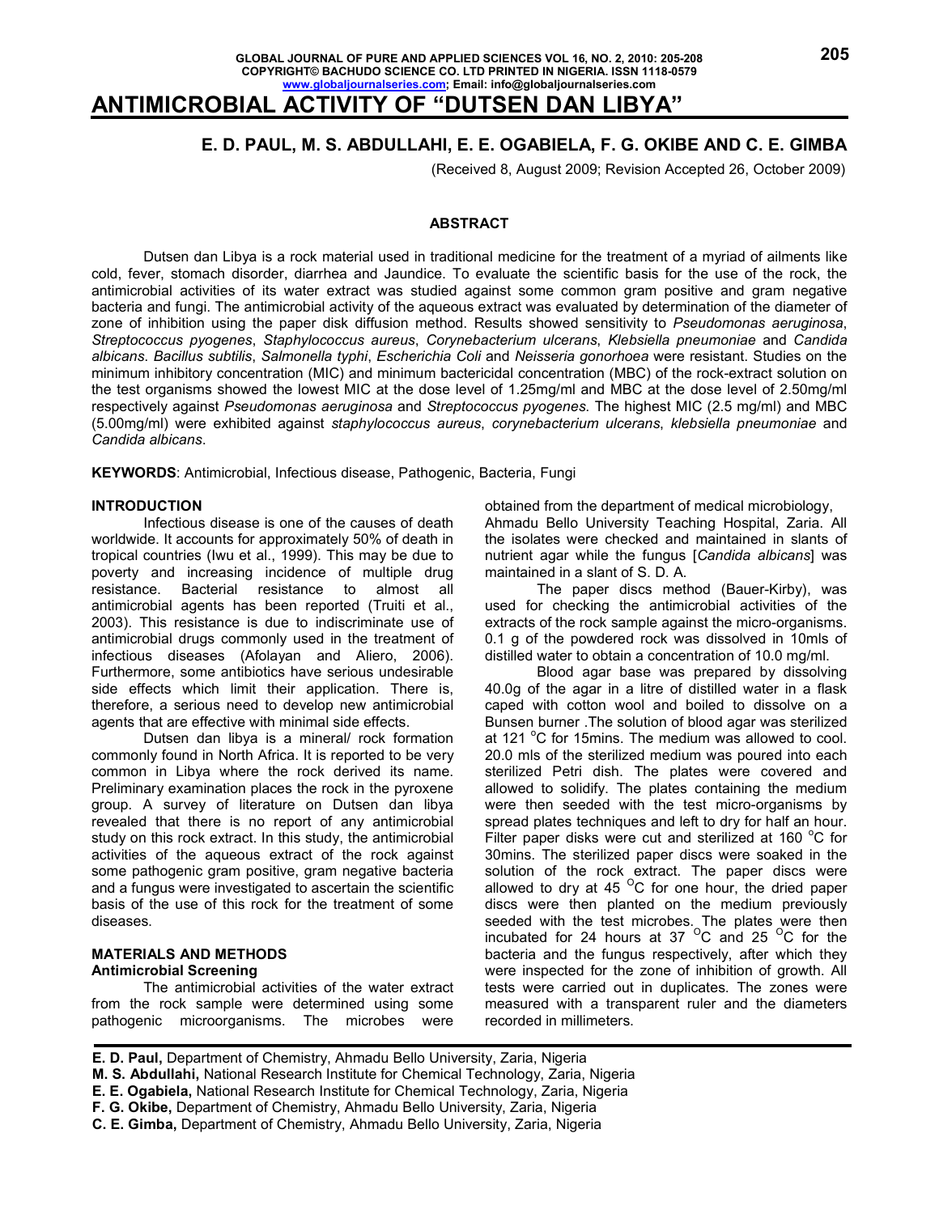# ANTIMICROBIAL ACTIVITY OF "DUTSEN DAN LIBYA"

## E. D. PAUL, M. S. ABDULLAHI, E. E. OGABIELA, F. G. OKIBE AND C. E. GIMBA

(Received 8, August 2009; Revision Accepted 26, October 2009)

### ABSTRACT

Dutsen dan Libya is a rock material used in traditional medicine for the treatment of a myriad of ailments like cold, fever, stomach disorder, diarrhea and Jaundice. To evaluate the scientific basis for the use of the rock, the antimicrobial activities of its water extract was studied against some common gram positive and gram negative bacteria and fungi. The antimicrobial activity of the aqueous extract was evaluated by determination of the diameter of zone of inhibition using the paper disk diffusion method. Results showed sensitivity to *Pseudomonas aeruginosa*, *Streptococcus pyogenes*, *Staphylococcus aureus*, *Corynebacterium ulcerans*, *Klebsiella pneumoniae* and *Candida albicans*. *Bacillus subtilis*, *Salmonella typhi*, *Escherichia Coli* and *Neisseria gonorhoea* were resistant. Studies on the minimum inhibitory concentration (MIC) and minimum bactericidal concentration (MBC) of the rock-extract solution on the test organisms showed the lowest MIC at the dose level of 1.25mg/ml and MBC at the dose level of 2.50mg/ml respectively against *Pseudomonas aeruginosa* and *Streptococcus pyogenes*. The highest MIC (2.5 mg/ml) and MBC (5.00mg/ml) were exhibited against *staphylococcus aureus*, *corynebacterium ulcerans*, *klebsiella pneumoniae* and *Candida albicans*.

**KEYWORDS**: Antimicrobial, Infectious disease, Pathogenic, Bacteria, Fungi

### INTRODUCTION

Infectious disease is one of the causes of death worldwide. It accounts for approximately 50% of death in tropical countries (Iwu et al., 1999). This may be due to poverty and increasing incidence of multiple drug resistance. Bacterial resistance to almost all antimicrobial agents has been reported (Truiti et al., 2003). This resistance is due to indiscriminate use of antimicrobial drugs commonly used in the treatment of infectious diseases (Afolayan and Aliero, 2006). Furthermore, some antibiotics have serious undesirable side effects which limit their application. There is, therefore, a serious need to develop new antimicrobial agents that are effective with minimal side effects.

Dutsen dan libya is a mineral/ rock formation commonly found in North Africa. It is reported to be very common in Libya where the rock derived its name. Preliminary examination places the rock in the pyroxene group. A survey of literature on Dutsen dan libya revealed that there is no report of any antimicrobial study on this rock extract. In this study, the antimicrobial activities of the aqueous extract of the rock against some pathogenic gram positive, gram negative bacteria and a fungus were investigated to ascertain the scientific basis of the use of this rock for the treatment of some diseases.

### MATERIALS AND METHODS

#### Antimicrobial Screening

The antimicrobial activities of the water extract from the rock sample were determined using some pathogenic microorganisms. The microbes were obtained from the department of medical microbiology, Ahmadu Bello University Teaching Hospital, Zaria. All the isolates were checked and maintained in slants of nutrient agar while the fungus [*Candida albicans*] was maintained in a slant of S. D. A.

The paper discs method (Bauer-Kirby), was used for checking the antimicrobial activities of the extracts of the rock sample against the micro-organisms. 0.1 g of the powdered rock was dissolved in 10mls of distilled water to obtain a concentration of 10.0 mg/ml.

Blood agar base was prepared by dissolving 40.0g of the agar in a litre of distilled water in a flask caped with cotton wool and boiled to dissolve on a Bunsen burner .The solution of blood agar was sterilized at 121 $^{o}$C for 15mins. The medium was allowed to cool. 20.0 mls of the sterilized medium was poured into each sterilized Petri dish. The plates were covered and allowed to solidify. The plates containing the medium were then seeded with the test micro-organisms by spread plates techniques and left to dry for half an hour. Filter paper disks were cut and sterilized at 160 $^{o}$C for 30mins. The sterilized paper discs were soaked in the solution of the rock extract. The paper discs were allowed to dry at 45 $^{O}$C for one hour, the dried paper discs were then planted on the medium previously seeded with the test microbes. The plates were then incubated for 24 hours at 37 $^{O}$C and 25 $^{O}$C for the bacteria and the fungus respectively, after which they were inspected for the zone of inhibition of growth. All tests were carried out in duplicates. The zones were measured with a transparent ruler and the diameters recorded in millimeters.

**E. D. Paul,** Department of Chemistry, Ahmadu Bello University, Zaria, Nigeria
**M. S. Abdullahi,** National Research Institute for Chemical Technology, Zaria, Nigeria
**E. E. Ogabiela,** National Research Institute for Chemical Technology, Zaria, Nigeria
**F. G. Okibe,** Department of Chemistry, Ahmadu Bello University, Zaria, Nigeria
**C. E. Gimba,** Department of Chemistry, Ahmadu Bello University, Zaria, Nigeria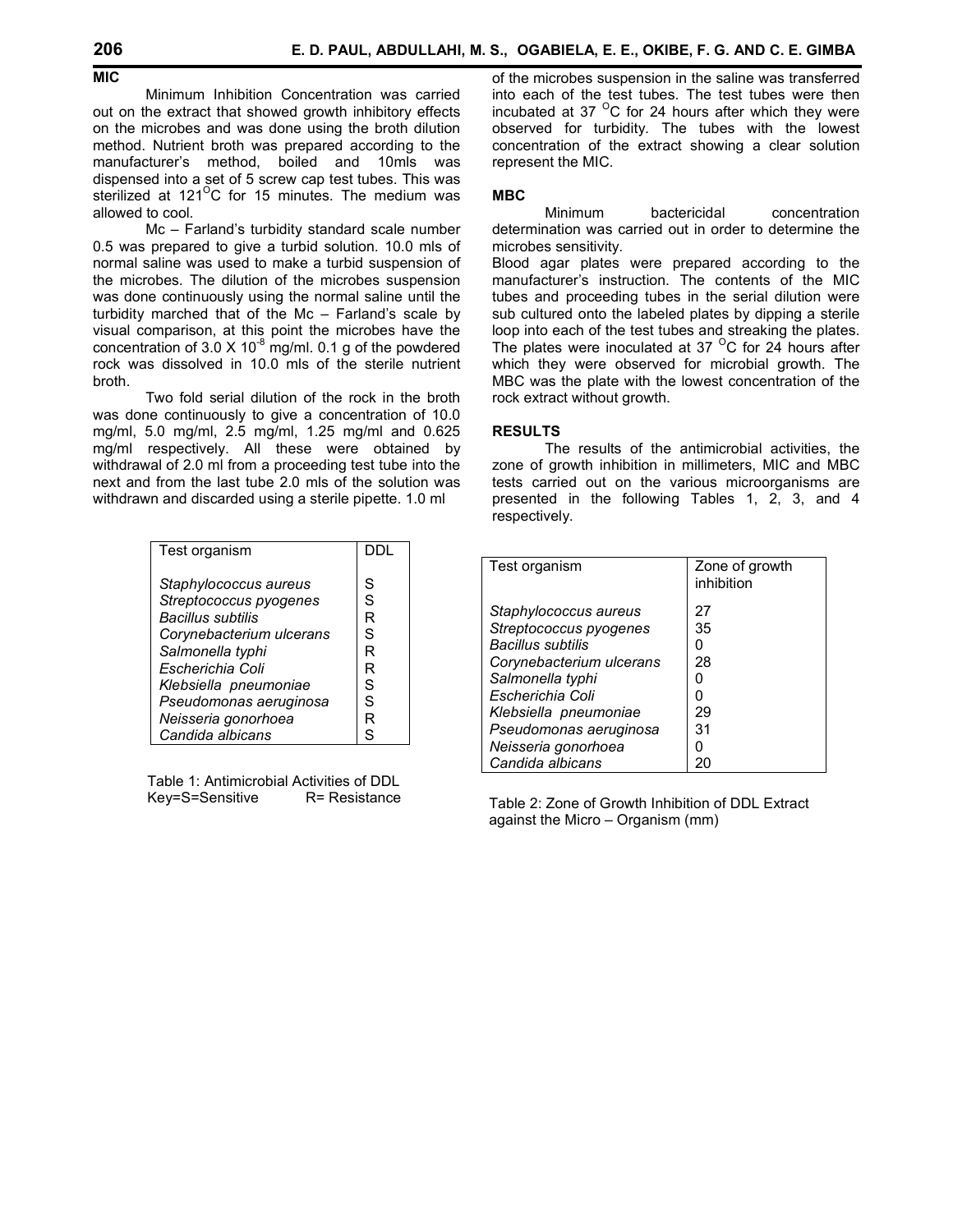**MIC**

Minimum Inhibition Concentration was carried out on the extract that showed growth inhibitory effects on the microbes and was done using the broth dilution method. Nutrient broth was prepared according to the manufacturer's method, boiled and 10mls was dispensed into a set of 5 screw cap test tubes. This was sterilized at $121^{O}C$ for 15 minutes. The medium was allowed to cool.

Mc – Farland's turbidity standard scale number 0.5 was prepared to give a turbid solution. 10.0 mls of normal saline was used to make a turbid suspension of the microbes. The dilution of the microbes suspension was done continuously using the normal saline until the turbidity marched that of the Mc – Farland's scale by visual comparison, at this point the microbes have the concentration of $3.0 \times 10^{-8}$ mg/ml. 0.1 g of the powdered rock was dissolved in 10.0 mls of the sterile nutrient broth.

Two fold serial dilution of the rock in the broth was done continuously to give a concentration of 10.0 mg/ml, 5.0 mg/ml, 2.5 mg/ml, 1.25 mg/ml and 0.625 mg/ml respectively. All these were obtained by withdrawal of 2.0 ml from a proceeding test tube into the next and from the last tube 2.0 mls of the solution was withdrawn and discarded using a sterile pipette. 1.0 ml of the microbes suspension in the saline was transferred into each of the test tubes. The test tubes were then incubated at 37 $^{O}C$ for 24 hours after which they were observed for turbidity. The tubes with the lowest concentration of the extract showing a clear solution represent the MIC.

**MBC**

Minimum bactericidal concentration determination was carried out in order to determine the microbes sensitivity.

Blood agar plates were prepared according to the manufacturer's instruction. The contents of the MIC tubes and proceeding tubes in the serial dilution were sub cultured onto the labeled plates by dipping a sterile loop into each of the test tubes and streaking the plates. The plates were inoculated at 37 $^{O}C$ for 24 hours after which they were observed for microbial growth. The MBC was the plate with the lowest concentration of the rock extract without growth.

**RESULTS**

The results of the antimicrobial activities, the zone of growth inhibition in millimeters, MIC and MBC tests carried out on the various microorganisms are presented in the following Tables 1, 2, 3, and 4 respectively.

| Test organism | DDL |
|---|---|
| *Staphylococcus aureus* | S |
| *Streptococcus pyogenes* | S |
| *Bacillus subtilis* | R |
| *Corynebacterium ulcerans* | S |
| *Salmonella typhi* | R |
| *Escherichia Coli* | R |
| *Klebsiella pneumoniae* | S |
| *Pseudomonas aeruginosa* | S |
| *Neisseria gonorhoea* | R |
| *Candida albicans* | S |

Table 1: Antimicrobial Activities of DDL
Key=S=Sensitive R= Resistance

| Test organism | Zone of growth inhibition |
|---|---|
| *Staphylococcus aureus* | 27 |
| *Streptococcus pyogenes* | 35 |
| *Bacillus subtilis* | 0 |
| *Corynebacterium ulcerans* | 28 |
| *Salmonella typhi* | 0 |
| *Escherichia Coli* | 0 |
| *Klebsiella pneumoniae* | 29 |
| *Pseudomonas aeruginosa* | 31 |
| *Neisseria gonorhoea* | 0 |
| *Candida albicans* | 20 |

Table 2: Zone of Growth Inhibition of DDL Extract against the Micro – Organism (mm)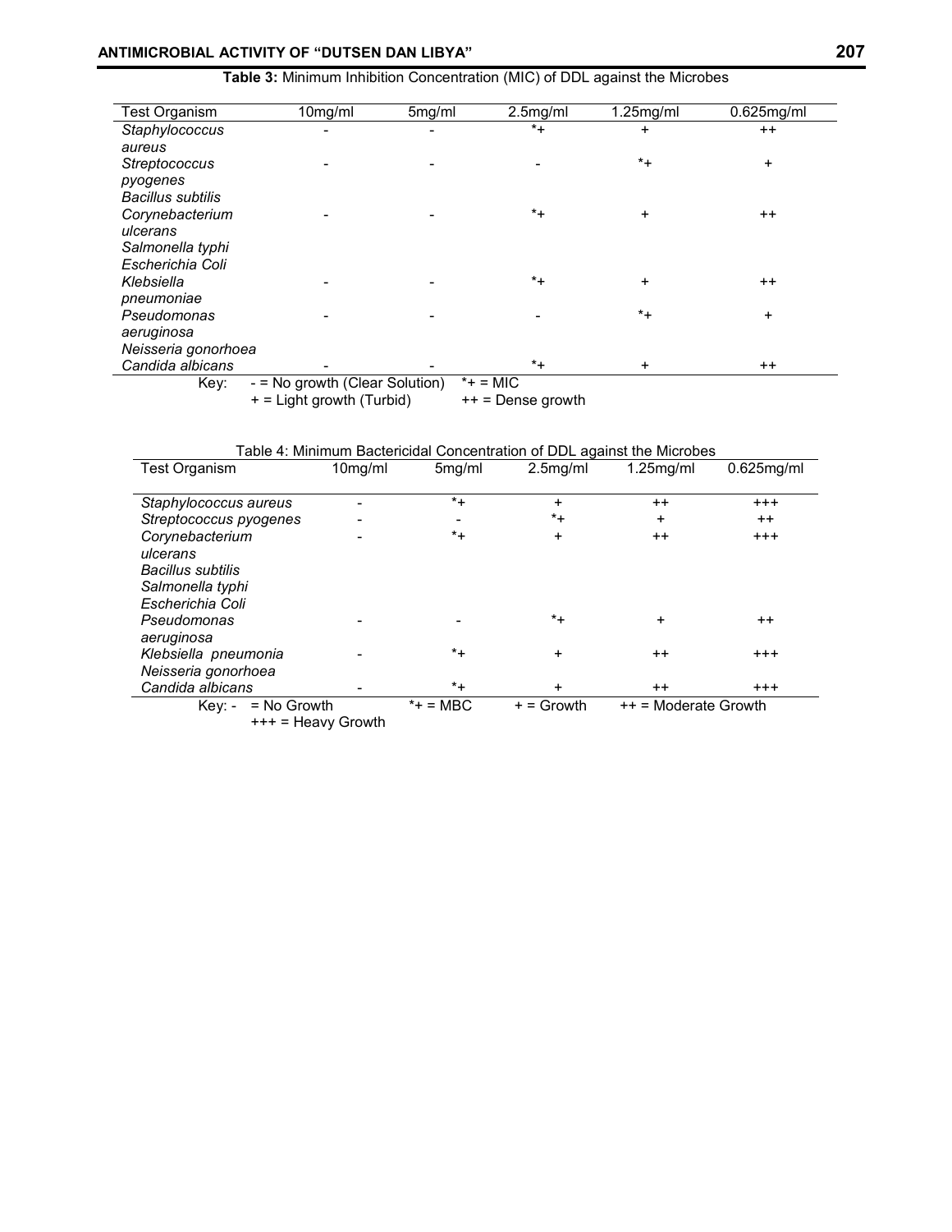**Table 3:** Minimum Inhibition Concentration (MIC) of DDL against the Microbes

| Test Organism | 10mg/ml | 5mg/ml | 2.5mg/ml | 1.25mg/ml | 0.625mg/ml |
|---|---|---|---|---|---|
| *Staphylococcus aureus* | - | - | *+ | + | ++ |
| *Streptococcus pyogenes* | - | - | - | *+ | + |
| *Bacillus subtilis* | | | | | |
| *Corynebacterium ulcerans* | - | - | *+ | + | ++ |
| *Salmonella typhi* | | | | | |
| *Escherichia Coli* | | | | | |
| *Klebsiella pneumoniae* | - | - | *+ | + | ++ |
| *Pseudomonas aeruginosa* | - | - | - | *+ | + |
| *Neisseria gonorhoea* | | | | | |
| *Candida albicans* | - | - | *+ | + | ++ |

Key: - = No growth (Clear Solution) *+ = MIC
+ = Light growth (Turbid) ++ = Dense growth

Table 4: Minimum Bactericidal Concentration of DDL against the Microbes

| Test Organism | 10mg/ml | 5mg/ml | 2.5mg/ml | 1.25mg/ml | 0.625mg/ml |
|---|---|---|---|---|---|
| *Staphylococcus aureus* | - | *+ | + | ++ | +++ |
| *Streptococcus pyogenes* | - | - | *+ | + | ++ |
| *Corynebacterium ulcerans* | - | *+ | + | ++ | +++ |
| *Bacillus subtilis* | | | | | |
| *Salmonella typhi* | | | | | |
| *Escherichia Coli* | | | | | |
| *Pseudomonas aeruginosa* | - | - | *+ | + | ++ |
| *Klebsiella pneumonia* | - | *+ | + | ++ | +++ |
| *Neisseria gonorhoea* | | | | | |
| *Candida albicans* | - | *+ | + | ++ | +++ |

Key: - = No Growth *+ = MBC + = Growth ++ = Moderate Growth
+++ = Heavy Growth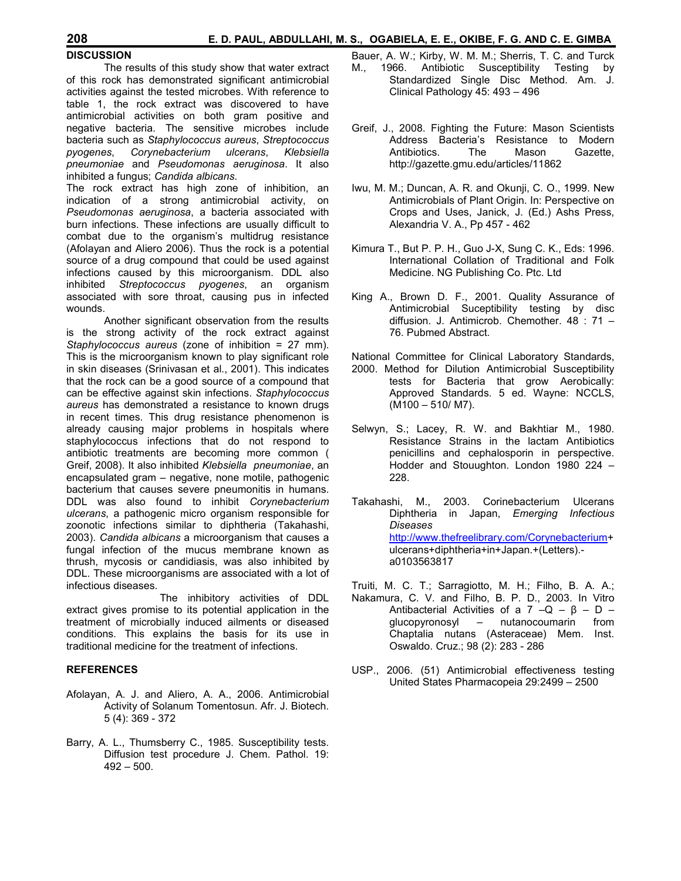## DISCUSSION

The results of this study show that water extract of this rock has demonstrated significant antimicrobial activities against the tested microbes. With reference to table 1, the rock extract was discovered to have antimicrobial activities on both gram positive and negative bacteria. The sensitive microbes include bacteria such as *Staphylococcus aureus*, *Streptococcus pyogenes*, *Corynebacterium ulcerans*, *Klebsiella pneumoniae* and *Pseudomonas aeruginosa*. It also inhibited a fungus; *Candida albicans*.

The rock extract has high zone of inhibition, an indication of a strong antimicrobial activity, on *Pseudomonas aeruginosa*, a bacteria associated with burn infections. These infections are usually difficult to combat due to the organism's multidrug resistance (Afolayan and Aliero 2006). Thus the rock is a potential source of a drug compound that could be used against infections caused by this microorganism. DDL also inhibited *Streptococcus pyogenes*, an organism associated with sore throat, causing pus in infected wounds.

Another significant observation from the results is the strong activity of the rock extract against *Staphylococcus aureus* (zone of inhibition = 27 mm). This is the microorganism known to play significant role in skin diseases (Srinivasan et al., 2001). This indicates that the rock can be a good source of a compound that can be effective against skin infections. *Staphylococcus aureus* has demonstrated a resistance to known drugs in recent times. This drug resistance phenomenon is already causing major problems in hospitals where staphylococcus infections that do not respond to antibiotic treatments are becoming more common ( Greif, 2008). It also inhibited *Klebsiella pneumoniae*, an encapsulated gram – negative, none motile, pathogenic bacterium that causes severe pneumonitis in humans. DDL was also found to inhibit *Corynebacterium ulcerans*, a pathogenic micro organism responsible for zoonotic infections similar to diphtheria (Takahashi, 2003). *Candida albicans* a microorganism that causes a fungal infection of the mucus membrane known as thrush, mycosis or candidiasis, was also inhibited by DDL. These microorganisms are associated with a lot of infectious diseases.

The inhibitory activities of DDL extract gives promise to its potential application in the treatment of microbially induced ailments or diseased conditions. This explains the basis for its use in traditional medicine for the treatment of infections.

## REFERENCES

Afolayan, A. J. and Aliero, A. A., 2006. Antimicrobial Activity of Solanum Tomentosun. Afr. J. Biotech. 5 (4): 369 - 372

Barry, A. L., Thumsberry C., 1985. Susceptibility tests. Diffusion test procedure J. Chem. Pathol. 19: 492 – 500.

Bauer, A. W.; Kirby, W. M. M.; Sherris, T. C. and Turck M., 1966. Antibiotic Susceptibility Testing by Standardized Single Disc Method. Am. J. Clinical Pathology 45: 493 – 496

Greif, J., 2008. Fighting the Future: Mason Scientists Address Bacteria's Resistance to Modern Antibiotics. The Mason Gazette, http://gazette.gmu.edu/articles/11862

Iwu, M. M.; Duncan, A. R. and Okunji, C. O., 1999. New Antimicrobials of Plant Origin. In: Perspective on Crops and Uses, Janick, J. (Ed.) Ashs Press, Alexandria V. A., Pp 457 - 462

Kimura T., But P. P. H., Guo J-X, Sung C. K., Eds: 1996. International Collation of Traditional and Folk Medicine. NG Publishing Co. Ptc. Ltd

King A., Brown D. F., 2001. Quality Assurance of Antimicrobial Suceptibility testing by disc diffusion. J. Antimicrob. Chemother. 48 : 71 – 76. Pubmed Abstract.

National Committee for Clinical Laboratory Standards, 2000. Method for Dilution Antimicrobial Susceptibility tests for Bacteria that grow Aerobically: Approved Standards. 5 ed. Wayne: NCCLS, (M100 – 510/ M7).

Selwyn, S.; Lacey, R. W. and Bakhtiar M., 1980. Resistance Strains in the lactam Antibiotics penicillins and cephalosporin in perspective. Hodder and Stouughton. London 1980 224 – 228.

Takahashi, M., 2003. Corinebacterium Ulcerans Diphtheria in Japan, *Emerging Infectious Diseases* http://www.thefreelibrary.com/Corynebacterium+ulcerans+diphtheria+in+Japan.+(Letters).-a0103563817

Truiti, M. C. T.; Sarragiotto, M. H.; Filho, B. A. A.; Nakamura, C. V. and Filho, B. P. D., 2003. In Vitro Antibacterial Activities of a 7 –Q – β – D – glucopyronosyl – nutanocoumarin from Chaptalia nutans (Asteraceae) Mem. Inst. Oswaldo. Cruz.; 98 (2): 283 - 286

USP., 2006. (51) Antimicrobial effectiveness testing United States Pharmacopeia 29:2499 – 2500